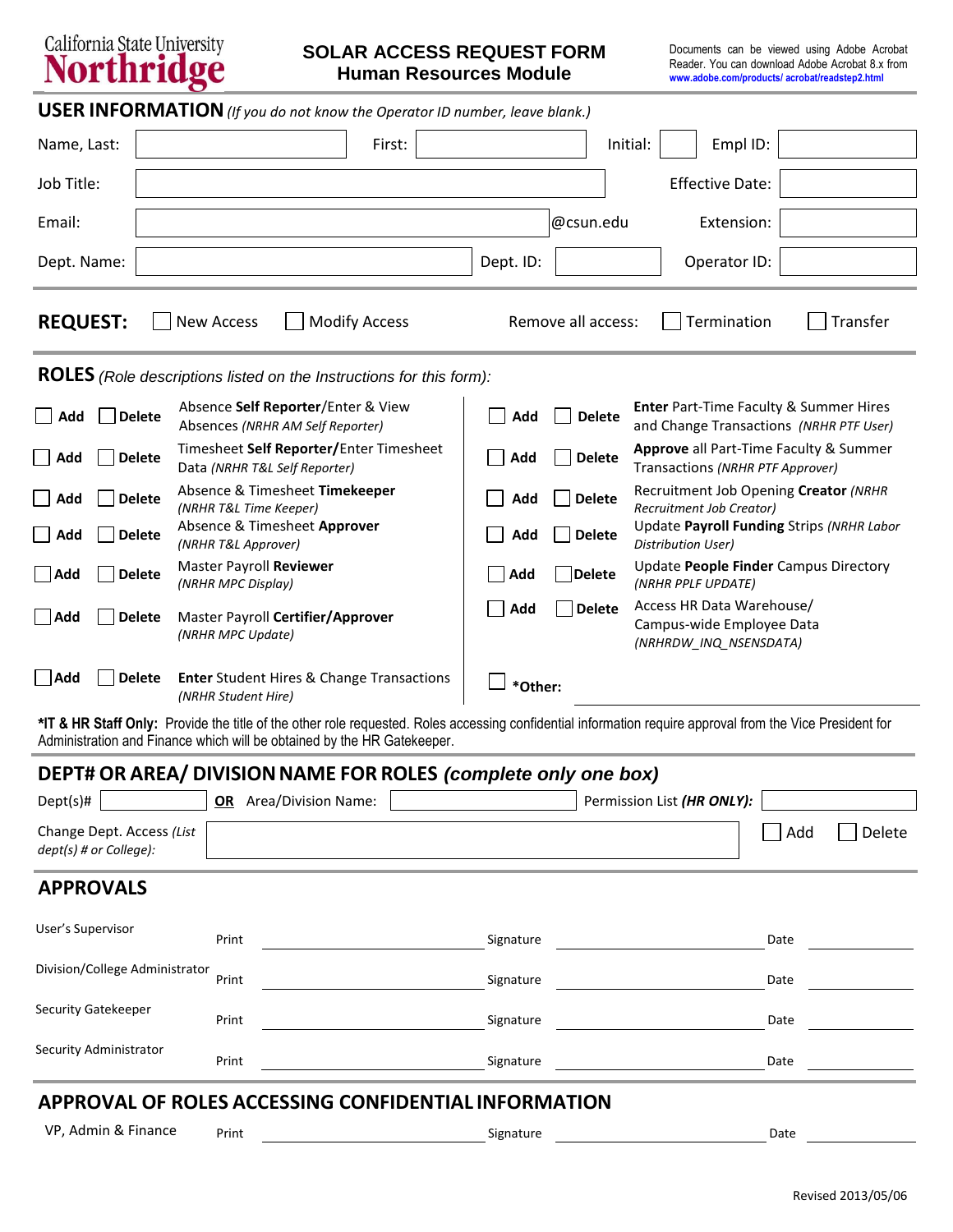California State University Northridge

# SOLAR ACCESS REQUEST FORM
## Human Resources Module

Documents can be viewed using Adobe Acrobat Reader. You can download Adobe Acrobat 8.x from www.adobe.com/products/ acrobat/readstep2.html

## USER INFORMATION *(If you do not know the Operator ID number, leave blank.)*

| | | | | | | | |
|---|---|---|---|---|---|---|---|
| Name, Last: | | First: | | Initial: | | Empl ID: | |
| Job Title: | | | | | | Effective Date: | |
| Email: | | @csun.edu | | | | Extension: | |
| Dept. Name: | | Dept. ID: | | | | Operator ID: | |

**REQUEST:** ☐ New Access ☐ Modify Access Remove all access: ☐ Termination ☐ Transfer

## ROLES *(Role descriptions listed on the Instructions for this form):*

| | | | | | |
|---|---|---|---|---|---|
| ☐ Add | ☐ Delete | Absence **Self Reporter**/Enter & View Absences *(NRHR AM Self Reporter)* | ☐ Add | ☐ Delete | **Enter** Part-Time Faculty & Summer Hires and Change Transactions *(NRHR PTF User)* |
| ☐ Add | ☐ Delete | Timesheet **Self Reporter/**Enter Timesheet Data *(NRHR T&L Self Reporter)* | ☐ Add | ☐ Delete | **Approve** all Part-Time Faculty & Summer Transactions *(NRHR PTF Approver)* |
| ☐ Add | ☐ Delete | Absence & Timesheet **Timekeeper** *(NRHR T&L Time Keeper)* | ☐ Add | ☐ Delete | Recruitment Job Opening **Creator** *(NRHR Recruitment Job Creator)* |
| ☐ Add | ☐ Delete | Absence & Timesheet **Approver** *(NRHR T&L Approver)* | ☐ Add | ☐ Delete | Update **Payroll Funding** Strips *(NRHR Labor Distribution User)* |
| ☐ Add | ☐ Delete | Master Payroll **Reviewer** *(NRHR MPC Display)* | ☐ Add | ☐ Delete | Update **People Finder** Campus Directory *(NRHR PPLF UPDATE)* |
| ☐ Add | ☐ Delete | Master Payroll **Certifier/Approver** *(NRHR MPC Update)* | ☐ Add | ☐ Delete | Access HR Data Warehouse/ Campus-wide Employee Data *(NRHRDW_INQ_NSENSDATA)* |
| ☐ Add | ☐ Delete | **Enter** Student Hires & Change Transactions *(NRHR Student Hire)* | ☐ | | ***Other:** |

***IT & HR Staff Only:** Provide the title of the other role requested. Roles accessing confidential information require approval from the Vice President for Administration and Finance which will be obtained by the HR Gatekeeper.

## DEPT# OR AREA/ DIVISION NAME FOR ROLES *(complete only one box)*

Dept(s)# ________ **OR** Area/Division Name: ________ Permission List ***(HR ONLY)***: ________

Change Dept. Access *(List dept(s) # or College)*: ________ ☐ Add ☐ Delete

## APPROVALS

| | | | |
|---|---|---|---|
| User's Supervisor | Print | Signature | Date |
| Division/College Administrator | Print | Signature | Date |
| Security Gatekeeper | Print | Signature | Date |
| Security Administrator | Print | Signature | Date |

## APPROVAL OF ROLES ACCESSING CONFIDENTIAL INFORMATION

| | | | |
|---|---|---|---|
| VP, Admin & Finance | Print | Signature | Date |

Revised 2013/05/06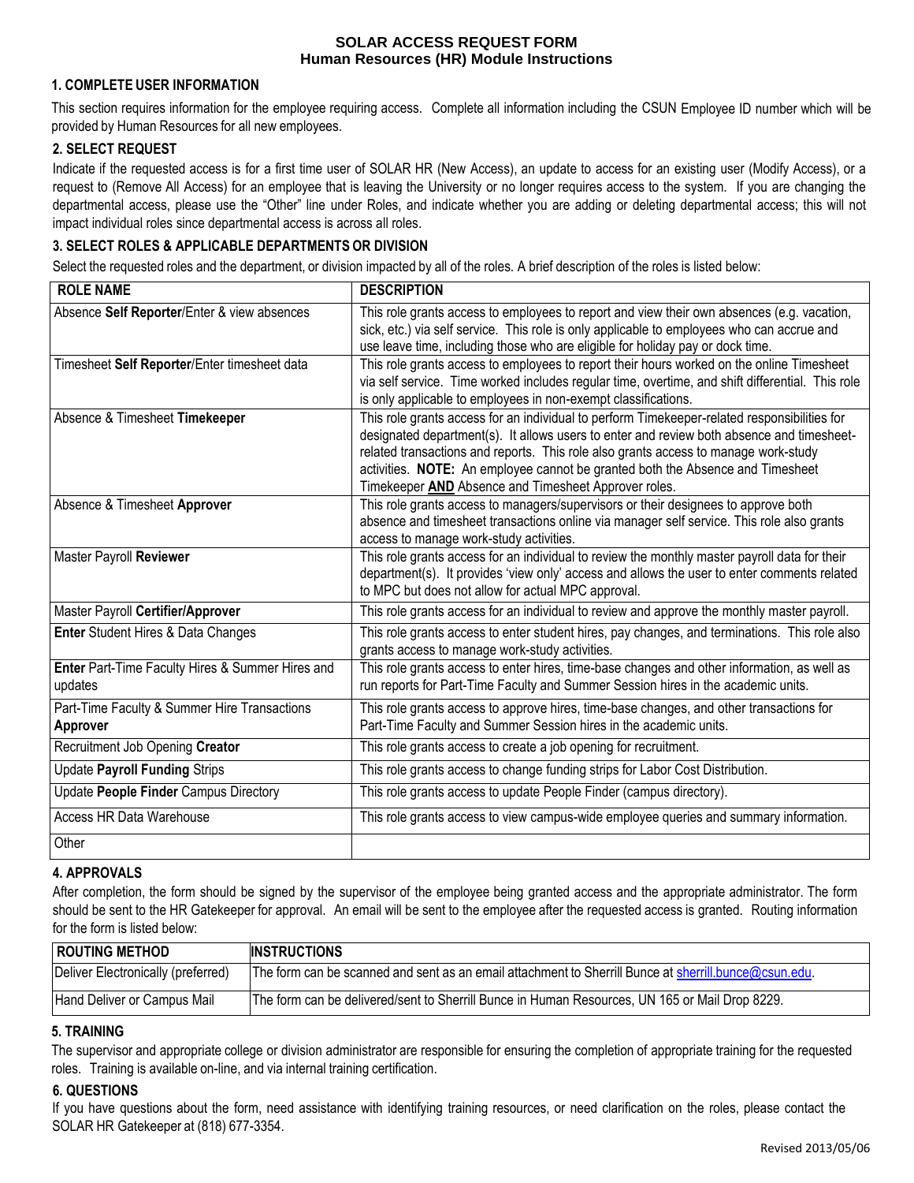# SOLAR ACCESS REQUEST FORM
## Human Resources (HR) Module Instructions

### 1. COMPLETE USER INFORMATION

This section requires information for the employee requiring access. Complete all information including the CSUN Employee ID number which will be provided by Human Resources for all new employees.

### 2. SELECT REQUEST

Indicate if the requested access is for a first time user of SOLAR HR (New Access), an update to access for an existing user (Modify Access), or a request to (Remove All Access) for an employee that is leaving the University or no longer requires access to the system. If you are changing the departmental access, please use the "Other" line under Roles, and indicate whether you are adding or deleting departmental access; this will not impact individual roles since departmental access is across all roles.

### 3. SELECT ROLES & APPLICABLE DEPARTMENTS OR DIVISION

Select the requested roles and the department, or division impacted by all of the roles. A brief description of the roles is listed below:

| ROLE NAME | DESCRIPTION |
|---|---|
| Absence **Self Reporter**/Enter & view absences | This role grants access to employees to report and view their own absences (e.g. vacation, sick, etc.) via self service. This role is only applicable to employees who can accrue and use leave time, including those who are eligible for holiday pay or dock time. |
| Timesheet **Self Reporter**/Enter timesheet data | This role grants access to employees to report their hours worked on the online Timesheet via self service. Time worked includes regular time, overtime, and shift differential. This role is only applicable to employees in non-exempt classifications. |
| Absence & Timesheet **Timekeeper** | This role grants access for an individual to perform Timekeeper-related responsibilities for designated department(s). It allows users to enter and review both absence and timesheet-related transactions and reports. This role also grants access to manage work-study activities. **NOTE:** An employee cannot be granted both the Absence and Timesheet Timekeeper **AND** Absence and Timesheet Approver roles. |
| Absence & Timesheet **Approver** | This role grants access to managers/supervisors or their designees to approve both absence and timesheet transactions online via manager self service. This role also grants access to manage work-study activities. |
| Master Payroll **Reviewer** | This role grants access for an individual to review the monthly master payroll data for their department(s). It provides 'view only' access and allows the user to enter comments related to MPC but does not allow for actual MPC approval. |
| Master Payroll **Certifier/Approver** | This role grants access for an individual to review and approve the monthly master payroll. |
| **Enter** Student Hires & Data Changes | This role grants access to enter student hires, pay changes, and terminations. This role also grants access to manage work-study activities. |
| **Enter** Part-Time Faculty Hires & Summer Hires and updates | This role grants access to enter hires, time-base changes and other information, as well as run reports for Part-Time Faculty and Summer Session hires in the academic units. |
| Part-Time Faculty & Summer Hire Transactions **Approver** | This role grants access to approve hires, time-base changes, and other transactions for Part-Time Faculty and Summer Session hires in the academic units. |
| Recruitment Job Opening **Creator** | This role grants access to create a job opening for recruitment. |
| Update **Payroll Funding** Strips | This role grants access to change funding strips for Labor Cost Distribution. |
| Update **People Finder** Campus Directory | This role grants access to update People Finder (campus directory). |
| Access HR Data Warehouse | This role grants access to view campus-wide employee queries and summary information. |
| Other | |

### 4. APPROVALS

After completion, the form should be signed by the supervisor of the employee being granted access and the appropriate administrator. The form should be sent to the HR Gatekeeper for approval. An email will be sent to the employee after the requested access is granted. Routing information for the form is listed below:

| ROUTING METHOD | INSTRUCTIONS |
|---|---|
| Deliver Electronically (preferred) | The form can be scanned and sent as an email attachment to Sherrill Bunce at sherrill.bunce@csun.edu. |
| Hand Deliver or Campus Mail | The form can be delivered/sent to Sherrill Bunce in Human Resources, UN 165 or Mail Drop 8229. |

### 5. TRAINING

The supervisor and appropriate college or division administrator are responsible for ensuring the completion of appropriate training for the requested roles. Training is available on-line, and via internal training certification.

### 6. QUESTIONS

If you have questions about the form, need assistance with identifying training resources, or need clarification on the roles, please contact the SOLAR HR Gatekeeper at (818) 677-3354.

Revised 2013/05/06